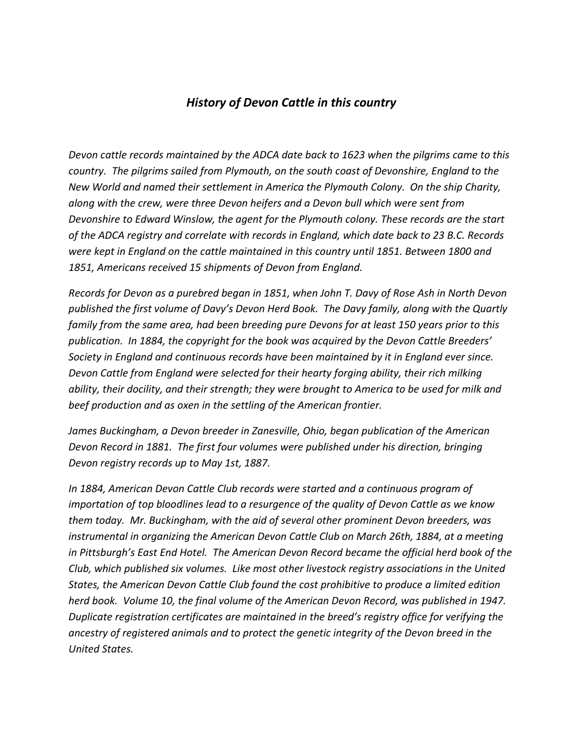## *History of Devon Cattle in this country*

*Devon cattle records maintained by the ADCA date back to 1623 when the pilgrims came to this country. The pilgrims sailed from Plymouth, on the south coast of Devonshire, England to the New World and named their settlement in America the Plymouth Colony. On the ship Charity, along with the crew, were three Devon heifers and a Devon bull which were sent from Devonshire to Edward Winslow, the agent for the Plymouth colony. These records are the start of the ADCA registry and correlate with records in England, which date back to 23 B.C. Records were kept in England on the cattle maintained in this country until 1851. Between 1800 and 1851, Americans received 15 shipments of Devon from England.*

*Records for Devon as a purebred began in 1851, when John T. Davy of Rose Ash in North Devon published the first volume of Davy's Devon Herd Book. The Davy family, along with the Quartly family from the same area, had been breeding pure Devons for at least 150 years prior to this publication. In 1884, the copyright for the book was acquired by the Devon Cattle Breeders' Society in England and continuous records have been maintained by it in England ever since. Devon Cattle from England were selected for their hearty forging ability, their rich milking ability, their docility, and their strength; they were brought to America to be used for milk and beef production and as oxen in the settling of the American frontier.*

*James Buckingham, a Devon breeder in Zanesville, Ohio, began publication of the American Devon Record in 1881. The first four volumes were published under his direction, bringing Devon registry records up to May 1st, 1887.*

*In 1884, American Devon Cattle Club records were started and a continuous program of importation of top bloodlines lead to a resurgence of the quality of Devon Cattle as we know them today. Mr. Buckingham, with the aid of several other prominent Devon breeders, was instrumental in organizing the American Devon Cattle Club on March 26th, 1884, at a meeting in Pittsburgh's East End Hotel. The American Devon Record became the official herd book of the Club, which published six volumes. Like most other livestock registry associations in the United States, the American Devon Cattle Club found the cost prohibitive to produce a limited edition herd book. Volume 10, the final volume of the American Devon Record, was published in 1947. Duplicate registration certificates are maintained in the breed's registry office for verifying the ancestry of registered animals and to protect the genetic integrity of the Devon breed in the United States.*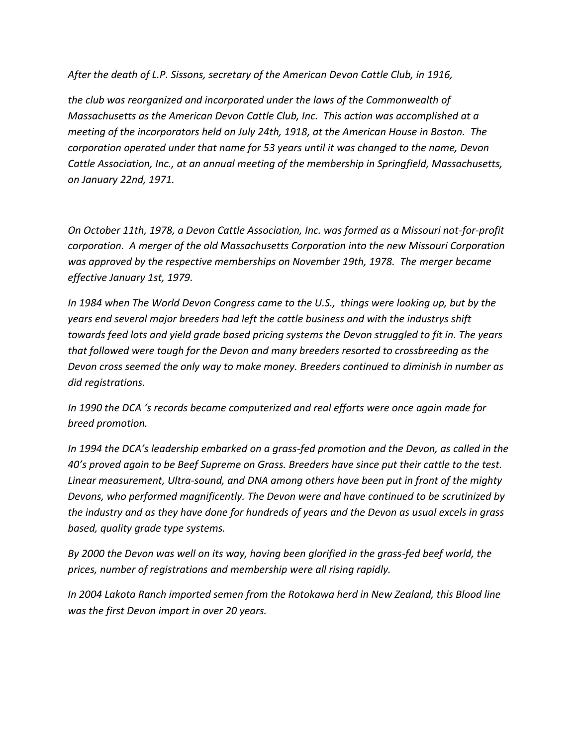*After the death of L.P. Sissons, secretary of the American Devon Cattle Club, in 1916,*

*the club was reorganized and incorporated under the laws of the Commonwealth of Massachusetts as the American Devon Cattle Club, Inc. This action was accomplished at a meeting of the incorporators held on July 24th, 1918, at the American House in Boston. The corporation operated under that name for 53 years until it was changed to the name, Devon Cattle Association, Inc., at an annual meeting of the membership in Springfield, Massachusetts, on January 22nd, 1971.*

*On October 11th, 1978, a Devon Cattle Association, Inc. was formed as a Missouri not-for-profit corporation. A merger of the old Massachusetts Corporation into the new Missouri Corporation was approved by the respective memberships on November 19th, 1978. The merger became effective January 1st, 1979.*

*In 1984 when The World Devon Congress came to the U.S., things were looking up, but by the years end several major breeders had left the cattle business and with the industrys shift towards feed lots and yield grade based pricing systems the Devon struggled to fit in. The years that followed were tough for the Devon and many breeders resorted to crossbreeding as the Devon cross seemed the only way to make money. Breeders continued to diminish in number as did registrations.*

*In 1990 the DCA 's records became computerized and real efforts were once again made for breed promotion.*

*In 1994 the DCA's leadership embarked on a grass-fed promotion and the Devon, as called in the 40's proved again to be Beef Supreme on Grass. Breeders have since put their cattle to the test. Linear measurement, Ultra-sound, and DNA among others have been put in front of the mighty Devons, who performed magnificently. The Devon were and have continued to be scrutinized by the industry and as they have done for hundreds of years and the Devon as usual excels in grass based, quality grade type systems.*

*By 2000 the Devon was well on its way, having been glorified in the grass-fed beef world, the prices, number of registrations and membership were all rising rapidly.*

*In 2004 Lakota Ranch imported semen from the Rotokawa herd in New Zealand, this Blood line was the first Devon import in over 20 years.*